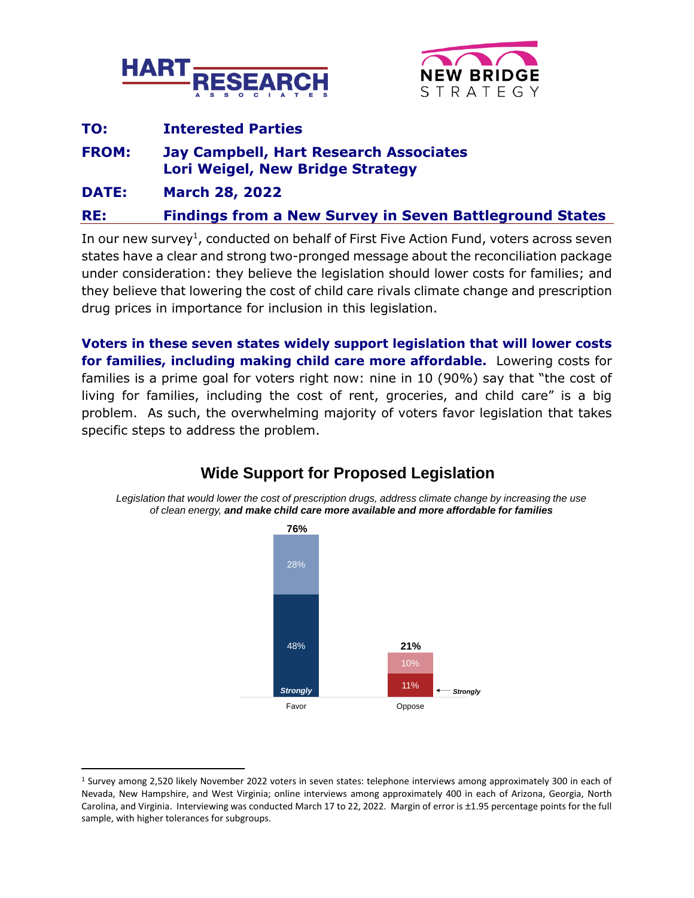HART RESEARCH ASSOCIATES

NEW BRIDGE STRATEGY

**TO:** Interested Parties

**FROM:** Jay Campbell, Hart Research Associates
Lori Weigel, New Bridge Strategy

**DATE:** March 28, 2022

**RE:** Findings from a New Survey in Seven Battleground States

In our new survey[1], conducted on behalf of First Five Action Fund, voters across seven states have a clear and strong two-pronged message about the reconciliation package under consideration: they believe the legislation should lower costs for families; and they believe that lowering the cost of child care rivals climate change and prescription drug prices in importance for inclusion in this legislation.

**Voters in these seven states widely support legislation that will lower costs for families, including making child care more affordable.** Lowering costs for families is a prime goal for voters right now: nine in 10 (90%) say that "the cost of living for families, including the cost of rent, groceries, and child care" is a big problem. As such, the overwhelming majority of voters favor legislation that takes specific steps to address the problem.

## Wide Support for Proposed Legislation

*Legislation that would lower the cost of prescription drugs, address climate change by increasing the use of clean energy,* ***and make child care more available and more affordable for families***

| | Total | Strongly | Somewhat |
|---|---|---|---|
| Favor | 76% | 48% | 28% |
| Oppose | 21% | 11% | 10% |

---

[1] Survey among 2,520 likely November 2022 voters in seven states: telephone interviews among approximately 300 in each of Nevada, New Hampshire, and West Virginia; online interviews among approximately 400 in each of Arizona, Georgia, North Carolina, and Virginia. Interviewing was conducted March 17 to 22, 2022. Margin of error is ±1.95 percentage points for the full sample, with higher tolerances for subgroups.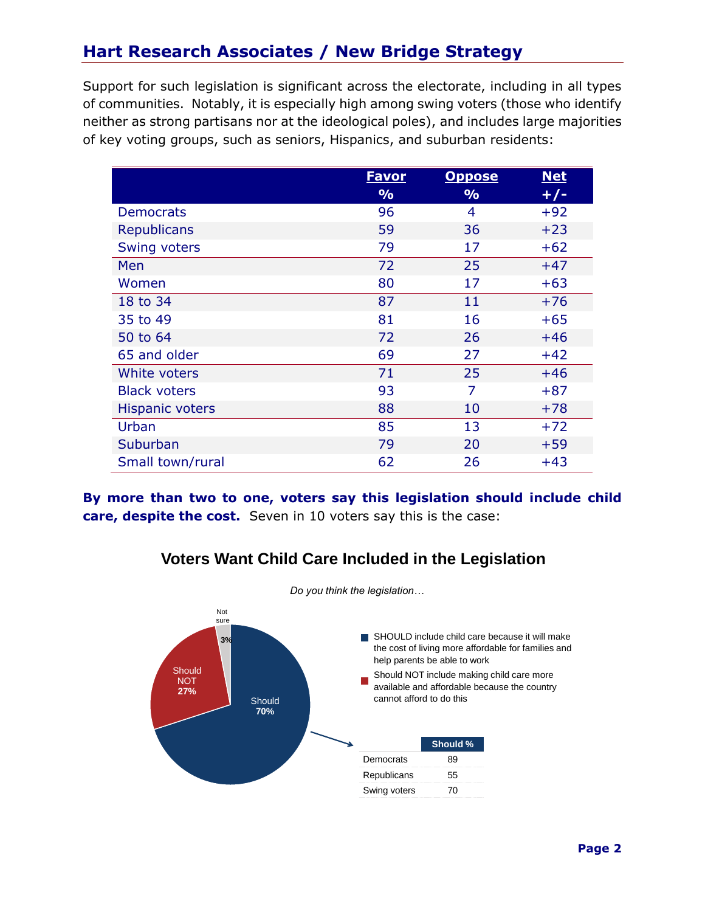Support for such legislation is significant across the electorate, including in all types of communities. Notably, it is especially high among swing voters (those who identify neither as strong partisans nor at the ideological poles), and includes large majorities of key voting groups, such as seniors, Hispanics, and suburban residents:

| | Favor % | Oppose % | Net +/- |
|---|---|---|---|
| Democrats | 96 | 4 | +92 |
| Republicans | 59 | 36 | +23 |
| Swing voters | 79 | 17 | +62 |
| Men | 72 | 25 | +47 |
| Women | 80 | 17 | +63 |
| 18 to 34 | 87 | 11 | +76 |
| 35 to 49 | 81 | 16 | +65 |
| 50 to 64 | 72 | 26 | +46 |
| 65 and older | 69 | 27 | +42 |
| White voters | 71 | 25 | +46 |
| Black voters | 93 | 7 | +87 |
| Hispanic voters | 88 | 10 | +78 |
| Urban | 85 | 13 | +72 |
| Suburban | 79 | 20 | +59 |
| Small town/rural | 62 | 26 | +43 |

**By more than two to one, voters say this legislation should include child care, despite the cost.** Seven in 10 voters say this is the case:

## Voters Want Child Care Included in the Legislation

*Do you think the legislation…*

- SHOULD include child care because it will make the cost of living more affordable for families and help parents be able to work — Should 70%
- Should NOT include making child care more available and affordable because the country cannot afford to do this — Should NOT 27%
- Not sure 3%

| | Should % |
|---|---|
| Democrats | 89 |
| Republicans | 55 |
| Swing voters | 70 |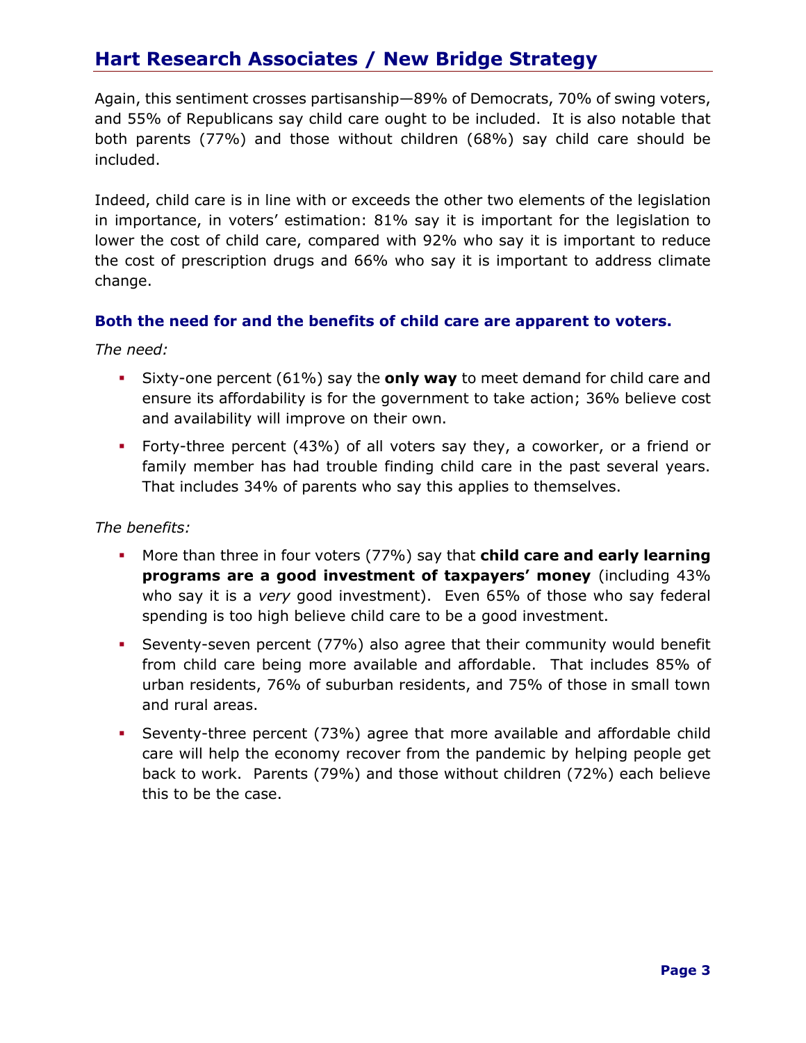Again, this sentiment crosses partisanship—89% of Democrats, 70% of swing voters, and 55% of Republicans say child care ought to be included. It is also notable that both parents (77%) and those without children (68%) say child care should be included.

Indeed, child care is in line with or exceeds the other two elements of the legislation in importance, in voters' estimation: 81% say it is important for the legislation to lower the cost of child care, compared with 92% who say it is important to reduce the cost of prescription drugs and 66% who say it is important to address climate change.

### Both the need for and the benefits of child care are apparent to voters.

*The need:*

- Sixty-one percent (61%) say the **only way** to meet demand for child care and ensure its affordability is for the government to take action; 36% believe cost and availability will improve on their own.
- Forty-three percent (43%) of all voters say they, a coworker, or a friend or family member has had trouble finding child care in the past several years. That includes 34% of parents who say this applies to themselves.

*The benefits:*

- More than three in four voters (77%) say that **child care and early learning programs are a good investment of taxpayers' money** (including 43% who say it is a *very* good investment). Even 65% of those who say federal spending is too high believe child care to be a good investment.
- Seventy-seven percent (77%) also agree that their community would benefit from child care being more available and affordable. That includes 85% of urban residents, 76% of suburban residents, and 75% of those in small town and rural areas.
- Seventy-three percent (73%) agree that more available and affordable child care will help the economy recover from the pandemic by helping people get back to work. Parents (79%) and those without children (72%) each believe this to be the case.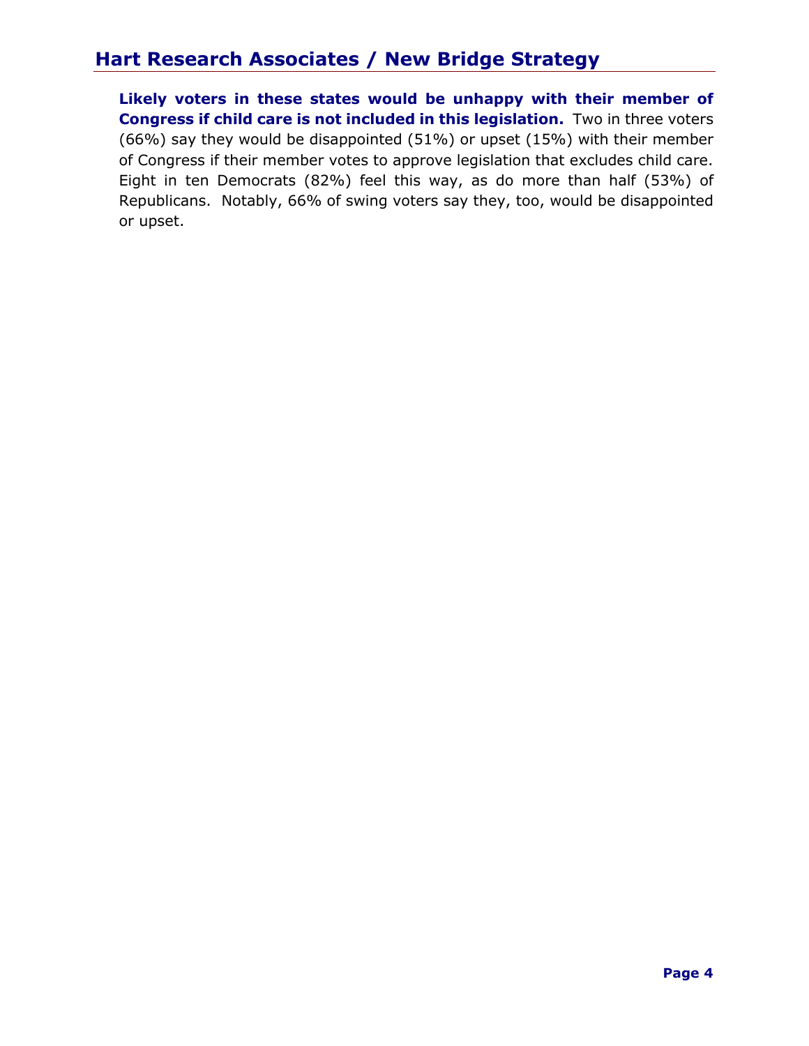**Likely voters in these states would be unhappy with their member of Congress if child care is not included in this legislation.** Two in three voters (66%) say they would be disappointed (51%) or upset (15%) with their member of Congress if their member votes to approve legislation that excludes child care. Eight in ten Democrats (82%) feel this way, as do more than half (53%) of Republicans. Notably, 66% of swing voters say they, too, would be disappointed or upset.